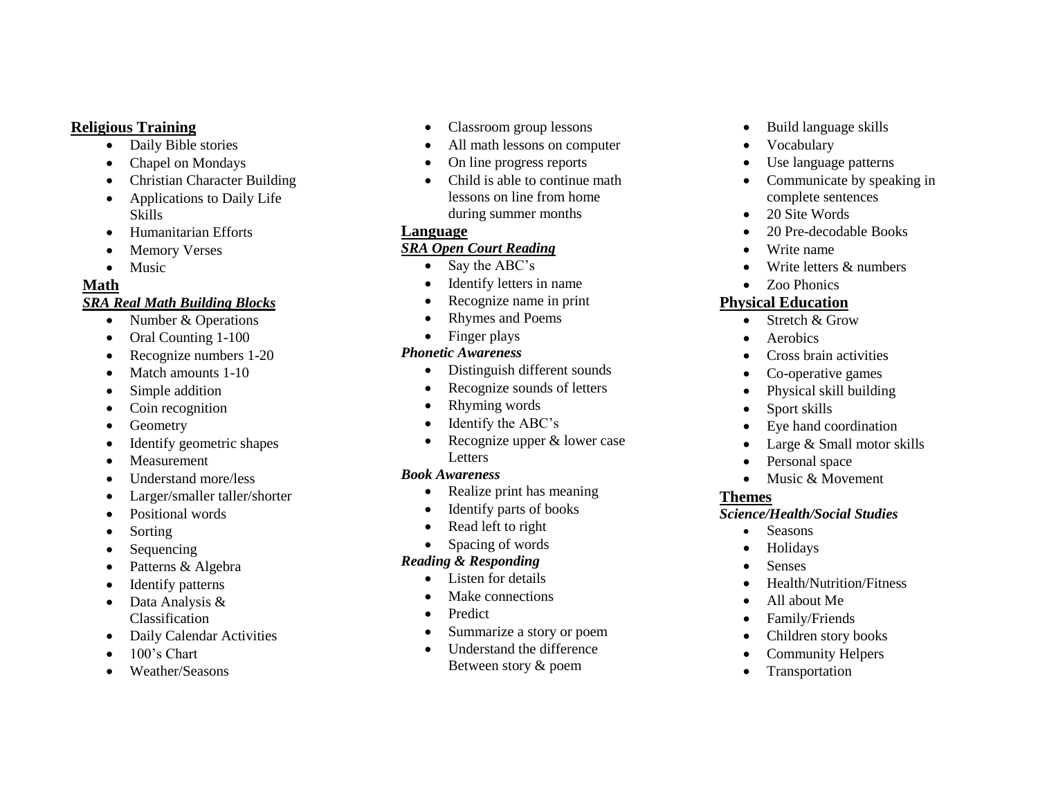## Religious Training

- Daily Bible stories
- Chapel on Mondays
- Christian Character Building
- Applications to Daily Life Skills
- Humanitarian Efforts
- Memory Verses
- Music

## Math

***SRA Real Math Building Blocks***

- Number & Operations
- Oral Counting 1-100
- Recognize numbers 1-20
- Match amounts 1-10
- Simple addition
- Coin recognition
- Geometry
- Identify geometric shapes
- Measurement
- Understand more/less
- Larger/smaller taller/shorter
- Positional words
- Sorting
- Sequencing
- Patterns & Algebra
- Identify patterns
- Data Analysis & Classification
- Daily Calendar Activities
- 100's Chart
- Weather/Seasons
- Classroom group lessons
- All math lessons on computer
- On line progress reports
- Child is able to continue math lessons on line from home during summer months

## Language

***SRA Open Court Reading***

- Say the ABC's
- Identify letters in name
- Recognize name in print
- Rhymes and Poems
- Finger plays

***Phonetic Awareness***

- Distinguish different sounds
- Recognize sounds of letters
- Rhyming words
- Identify the ABC's
- Recognize upper & lower case Letters

***Book Awareness***

- Realize print has meaning
- Identify parts of books
- Read left to right
- Spacing of words

***Reading & Responding***

- Listen for details
- Make connections
- Predict
- Summarize a story or poem
- Understand the difference Between story & poem
- Build language skills
- Vocabulary
- Use language patterns
- Communicate by speaking in complete sentences
- 20 Site Words
- 20 Pre-decodable Books
- Write name
- Write letters & numbers
- Zoo Phonics

## Physical Education

- Stretch & Grow
- Aerobics
- Cross brain activities
- Co-operative games
- Physical skill building
- Sport skills
- Eye hand coordination
- Large & Small motor skills
- Personal space
- Music & Movement

## Themes

***Science/Health/Social Studies***

- Seasons
- Holidays
- Senses
- Health/Nutrition/Fitness
- All about Me
- Family/Friends
- Children story books
- Community Helpers
- Transportation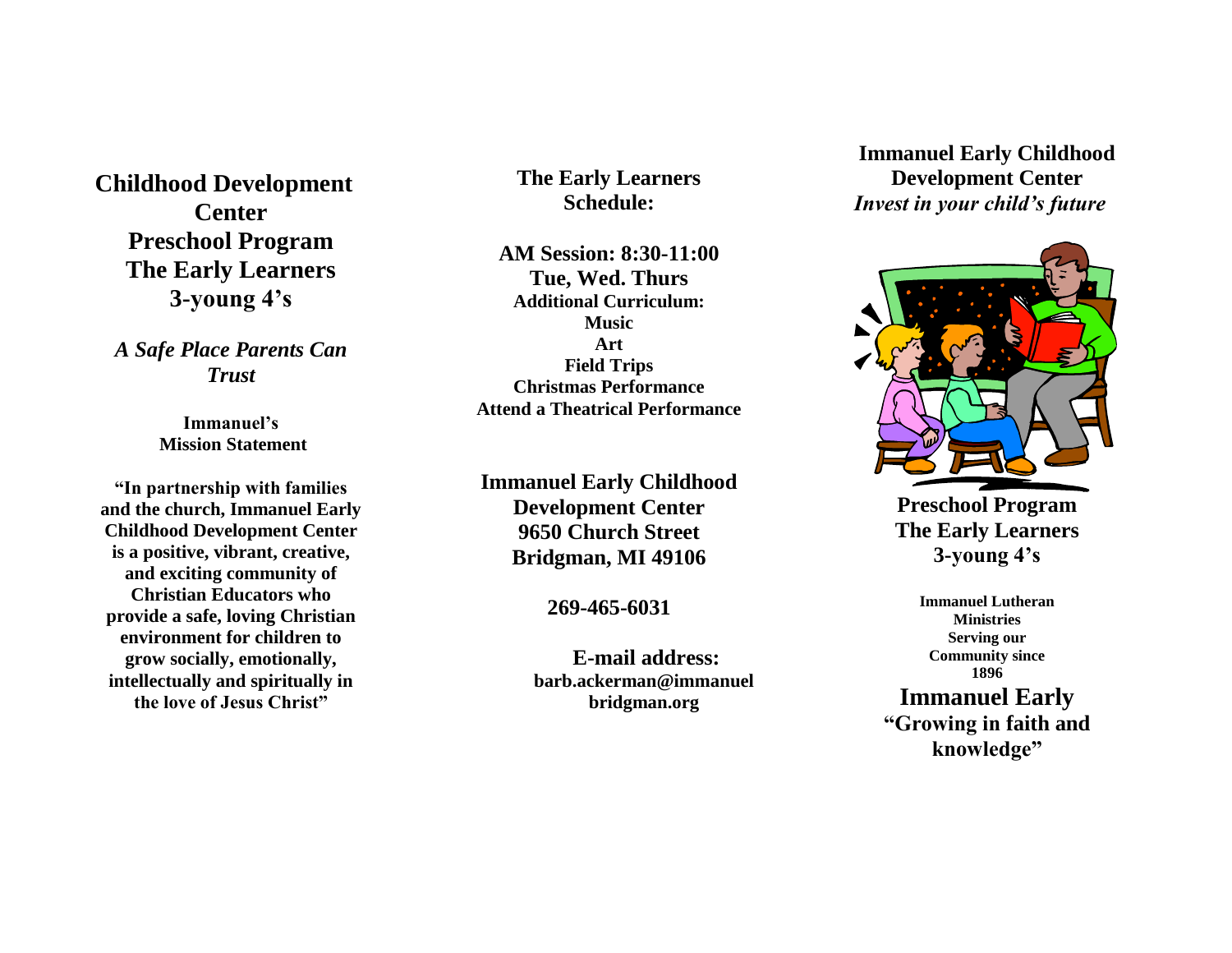## Childhood Development Center
## Preschool Program
## The Early Learners
## 3-young 4's

***A Safe Place Parents Can Trust***

**Immanuel's Mission Statement**

**"In partnership with families and the church, Immanuel Early Childhood Development Center is a positive, vibrant, creative, and exciting community of Christian Educators who provide a safe, loving Christian environment for children to grow socially, emotionally, intellectually and spiritually in the love of Jesus Christ"**

### The Early Learners Schedule:

**AM Session: 8:30-11:00**
**Tue, Wed. Thurs**

**Additional Curriculum:**
**Music**
**Art**
**Field Trips**
**Christmas Performance**
**Attend a Theatrical Performance**

**Immanuel Early Childhood Development Center**
**9650 Church Street**
**Bridgman, MI 49106**

**269-465-6031**

**E-mail address:**
**barb.ackerman@immanuelbridgman.org**

## Immanuel Early Childhood Development Center

***Invest in your child's future***

**Preschool Program**
**The Early Learners**
**3-young 4's**

**Immanuel Lutheran Ministries**
**Serving our Community since 1896**

## Immanuel Early

**"Growing in faith and knowledge"**